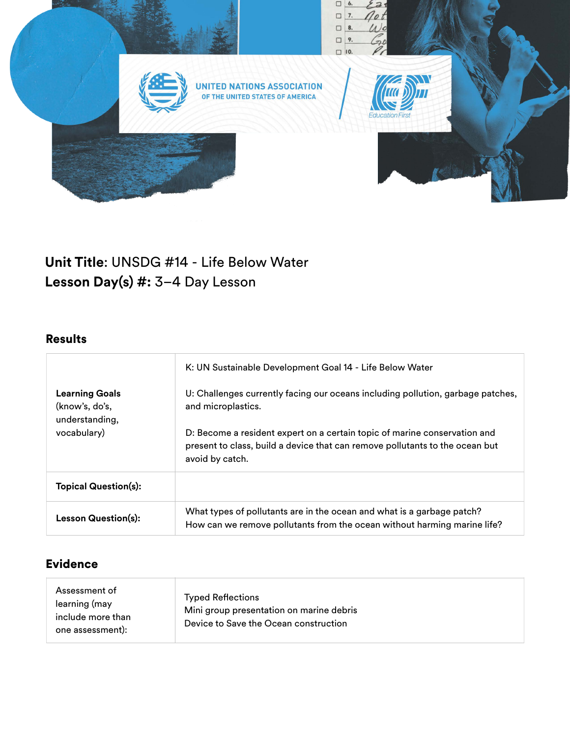UNITED NATIONS ASSOCIATION OF THE UNITED STATES OF AMERICA

Education First

**Unit Title**: UNSDG #14 - Life Below Water
**Lesson Day(s) #:** 3–4 Day Lesson

## Results

| | |
|---|---|
| **Learning Goals** (know's, do's, understanding, vocabulary) | K: UN Sustainable Development Goal 14 - Life Below Water<br><br>U: Challenges currently facing our oceans including pollution, garbage patches, and microplastics.<br><br>D: Become a resident expert on a certain topic of marine conservation and present to class, build a device that can remove pollutants to the ocean but avoid by catch. |
| **Topical Question(s):** | |
| **Lesson Question(s):** | What types of pollutants are in the ocean and what is a garbage patch?<br>How can we remove pollutants from the ocean without harming marine life? |

## Evidence

| | |
|---|---|
| Assessment of learning (may include more than one assessment): | Typed Reflections<br>Mini group presentation on marine debris<br>Device to Save the Ocean construction |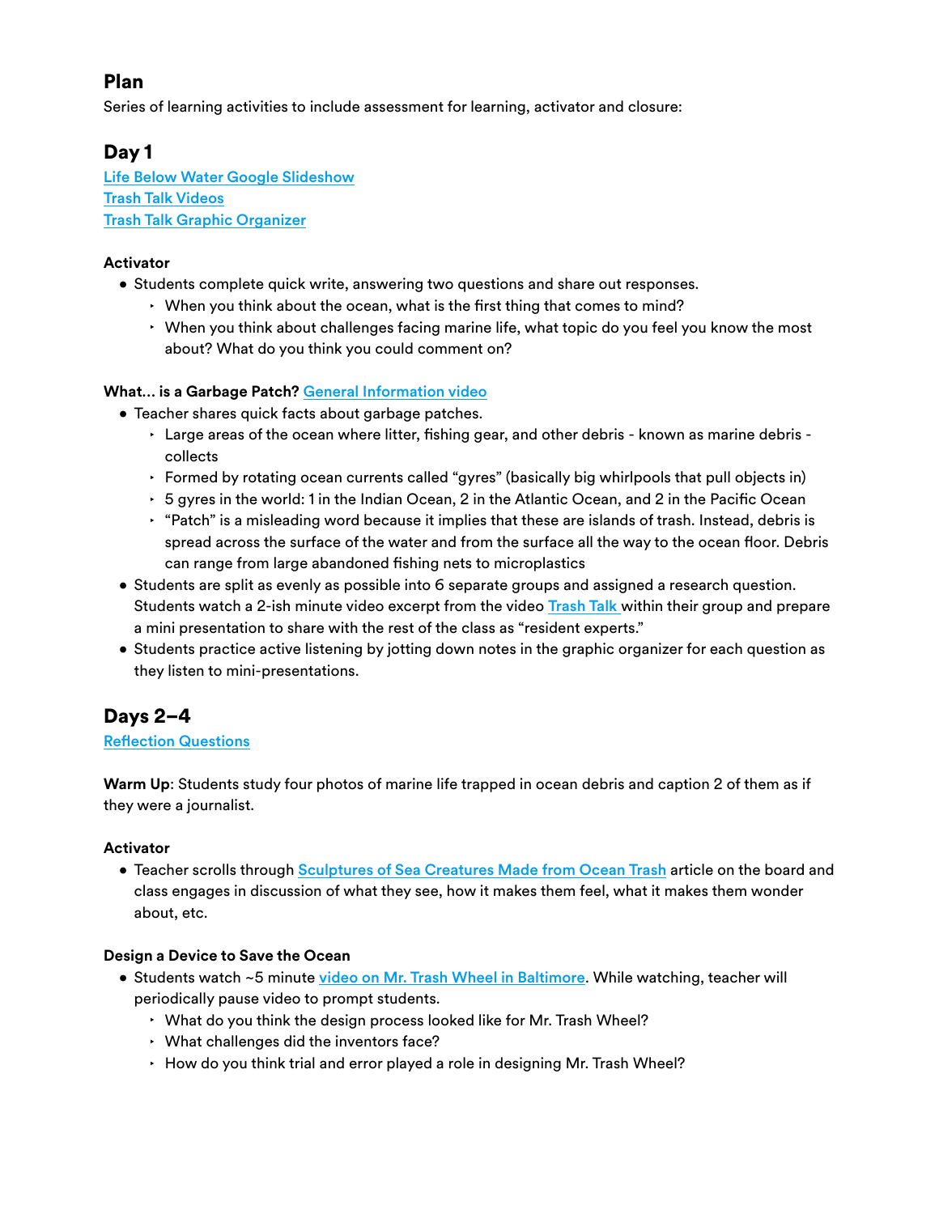## Plan

Series of learning activities to include assessment for learning, activator and closure:

## Day 1

[Life Below Water Google Slideshow]
[Trash Talk Videos]
[Trash Talk Graphic Organizer]

**Activator**

- Students complete quick write, answering two questions and share out responses.
  - When you think about the ocean, what is the first thing that comes to mind?
  - When you think about challenges facing marine life, what topic do you feel you know the most about? What do you think you could comment on?

**What… is a Garbage Patch?** General Information video

- Teacher shares quick facts about garbage patches.
  - Large areas of the ocean where litter, fishing gear, and other debris - known as marine debris - collects
  - Formed by rotating ocean currents called "gyres" (basically big whirlpools that pull objects in)
  - 5 gyres in the world: 1 in the Indian Ocean, 2 in the Atlantic Ocean, and 2 in the Pacific Ocean
  - "Patch" is a misleading word because it implies that these are islands of trash. Instead, debris is spread across the surface of the water and from the surface all the way to the ocean floor. Debris can range from large abandoned fishing nets to microplastics
- Students are split as evenly as possible into 6 separate groups and assigned a research question. Students watch a 2-ish minute video excerpt from the video Trash Talk within their group and prepare a mini presentation to share with the rest of the class as "resident experts."
- Students practice active listening by jotting down notes in the graphic organizer for each question as they listen to mini-presentations.

## Days 2–4

Reflection Questions

**Warm Up**: Students study four photos of marine life trapped in ocean debris and caption 2 of them as if they were a journalist.

**Activator**

- Teacher scrolls through Sculptures of Sea Creatures Made from Ocean Trash article on the board and class engages in discussion of what they see, how it makes them feel, what it makes them wonder about, etc.

**Design a Device to Save the Ocean**

- Students watch ~5 minute video on Mr. Trash Wheel in Baltimore. While watching, teacher will periodically pause video to prompt students.
  - What do you think the design process looked like for Mr. Trash Wheel?
  - What challenges did the inventors face?
  - How do you think trial and error played a role in designing Mr. Trash Wheel?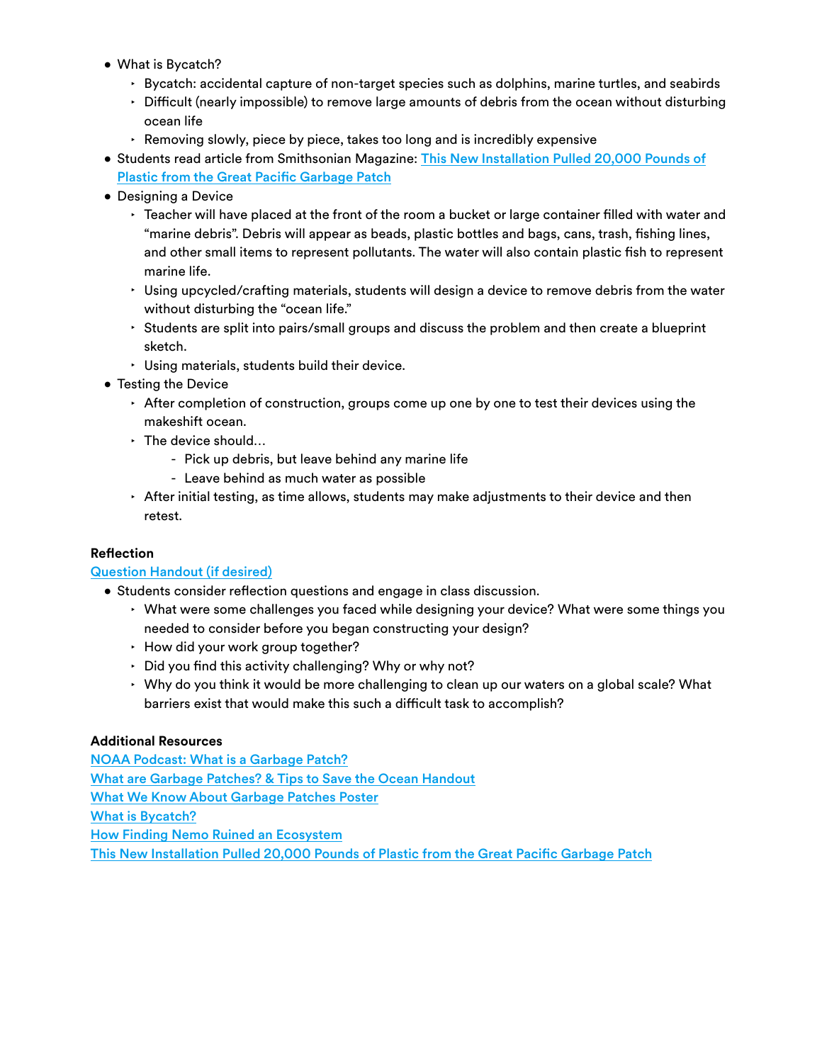- What is Bycatch?
  - Bycatch: accidental capture of non-target species such as dolphins, marine turtles, and seabirds
  - Difficult (nearly impossible) to remove large amounts of debris from the ocean without disturbing ocean life
  - Removing slowly, piece by piece, takes too long and is incredibly expensive
- Students read article from Smithsonian Magazine: [This New Installation Pulled 20,000 Pounds of Plastic from the Great Pacific Garbage Patch]()
- Designing a Device
  - Teacher will have placed at the front of the room a bucket or large container filled with water and "marine debris". Debris will appear as beads, plastic bottles and bags, cans, trash, fishing lines, and other small items to represent pollutants. The water will also contain plastic fish to represent marine life.
  - Using upcycled/crafting materials, students will design a device to remove debris from the water without disturbing the "ocean life."
  - Students are split into pairs/small groups and discuss the problem and then create a blueprint sketch.
  - Using materials, students build their device.
- Testing the Device
  - After completion of construction, groups come up one by one to test their devices using the makeshift ocean.
  - The device should…
    - Pick up debris, but leave behind any marine life
    - Leave behind as much water as possible
  - After initial testing, as time allows, students may make adjustments to their device and then retest.

**Reflection**

[Question Handout (if desired)]()

- Students consider reflection questions and engage in class discussion.
  - What were some challenges you faced while designing your device? What were some things you needed to consider before you began constructing your design?
  - How did your work group together?
  - Did you find this activity challenging? Why or why not?
  - Why do you think it would be more challenging to clean up our waters on a global scale? What barriers exist that would make this such a difficult task to accomplish?

**Additional Resources**

[NOAA Podcast: What is a Garbage Patch?]()
[What are Garbage Patches? & Tips to Save the Ocean Handout]()
[What We Know About Garbage Patches Poster]()
[What is Bycatch?]()
[How Finding Nemo Ruined an Ecosystem]()
[This New Installation Pulled 20,000 Pounds of Plastic from the Great Pacific Garbage Patch]()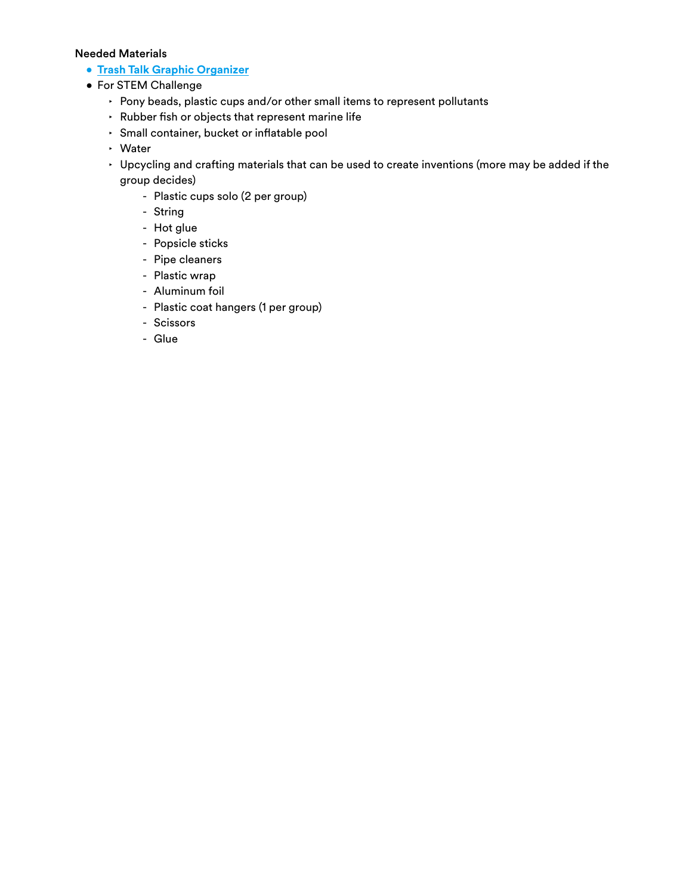**Needed Materials**

- [Trash Talk Graphic Organizer]
- For STEM Challenge
  - Pony beads, plastic cups and/or other small items to represent pollutants
  - Rubber fish or objects that represent marine life
  - Small container, bucket or inflatable pool
  - Water
  - Upcycling and crafting materials that can be used to create inventions (more may be added if the group decides)
    - Plastic cups solo (2 per group)
    - String
    - Hot glue
    - Popsicle sticks
    - Pipe cleaners
    - Plastic wrap
    - Aluminum foil
    - Plastic coat hangers (1 per group)
    - Scissors
    - Glue